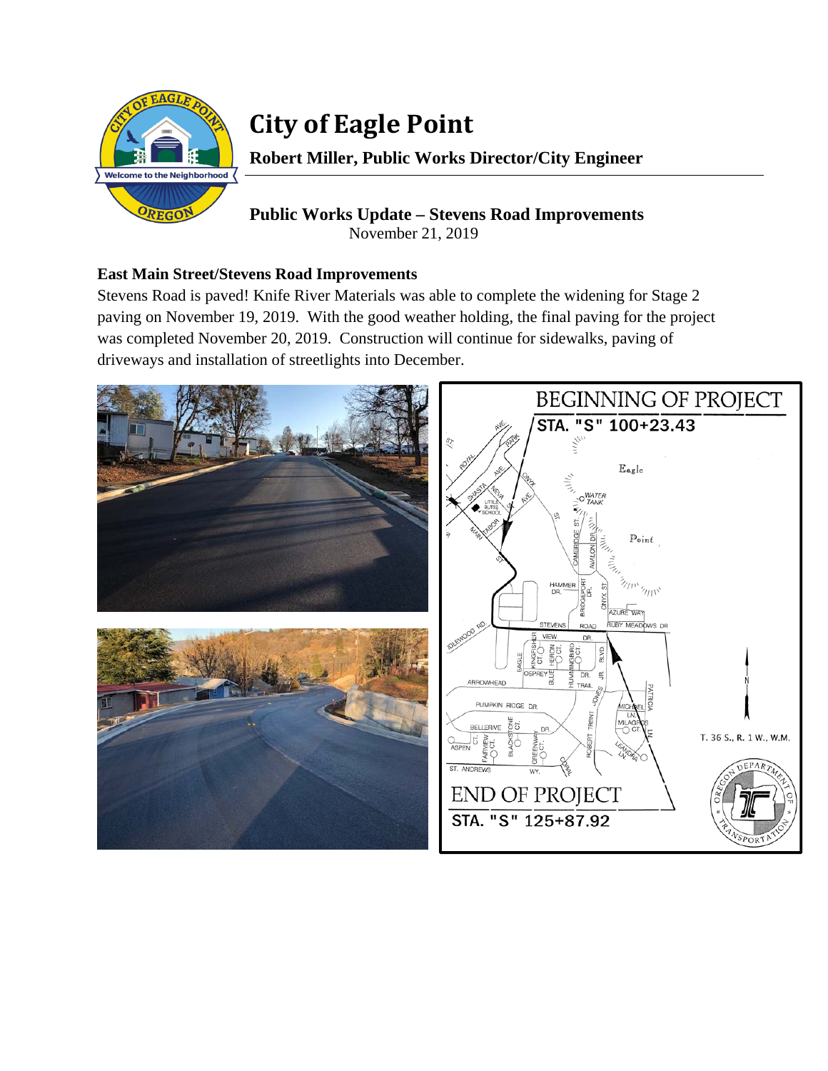# City of Eagle Point

**Robert Miller, Public Works Director/City Engineer**

**Public Works Update – Stevens Road Improvements**

November 21, 2019

### East Main Street/Stevens Road Improvements

Stevens Road is paved! Knife River Materials was able to complete the widening for Stage 2 paving on November 19, 2019. With the good weather holding, the final paving for the project was completed November 20, 2019. Construction will continue for sidewalks, paving of driveways and installation of streetlights into December.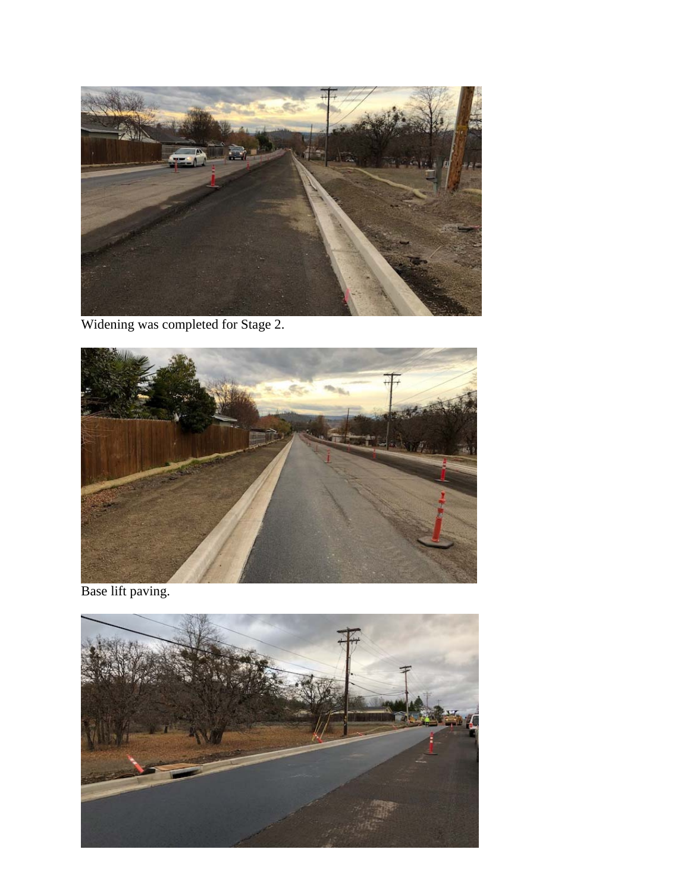Widening was completed for Stage 2.

Base lift paving.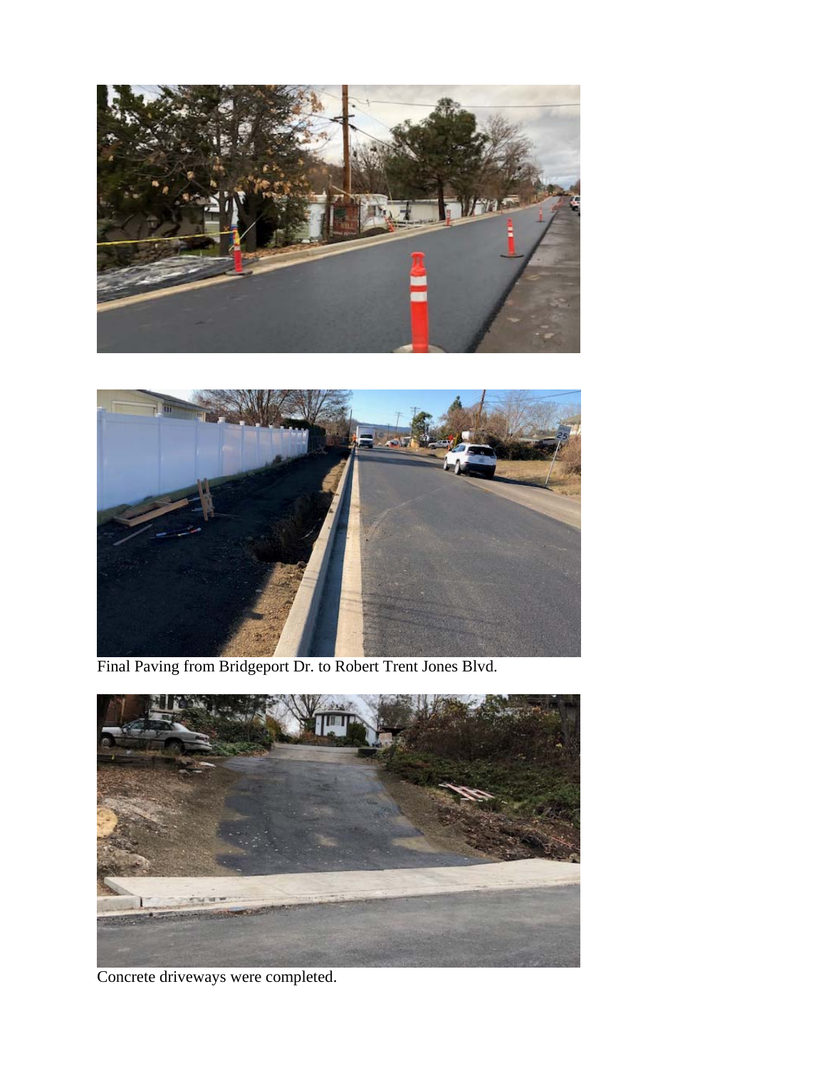Final Paving from Bridgeport Dr. to Robert Trent Jones Blvd.

Concrete driveways were completed.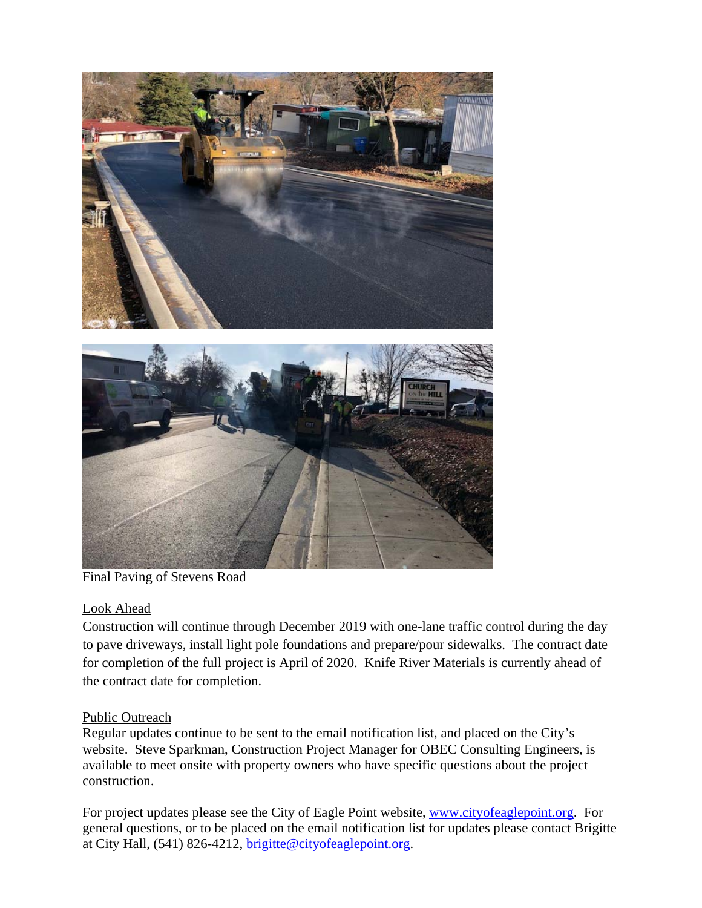Final Paving of Stevens Road

## Look Ahead

Construction will continue through December 2019 with one-lane traffic control during the day to pave driveways, install light pole foundations and prepare/pour sidewalks. The contract date for completion of the full project is April of 2020. Knife River Materials is currently ahead of the contract date for completion.

## Public Outreach

Regular updates continue to be sent to the email notification list, and placed on the City's website. Steve Sparkman, Construction Project Manager for OBEC Consulting Engineers, is available to meet onsite with property owners who have specific questions about the project construction.

For project updates please see the City of Eagle Point website, www.cityofeaglepoint.org. For general questions, or to be placed on the email notification list for updates please contact Brigitte at City Hall, (541) 826-4212, brigitte@cityofeaglepoint.org.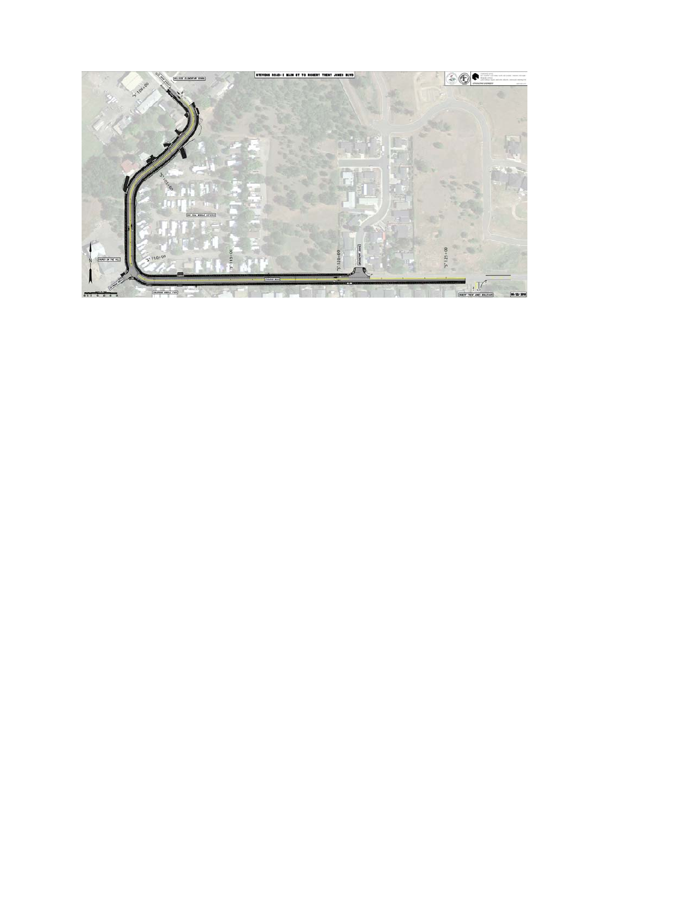STEVENS ROAD: E MAIN ST TO ROBERT TRENT JONES BLVD

HILLSIDE ELEMENTARY SCHOOL

CHURCH ON THE HILL

STEVENS ROAD

ROBERT TRENT JONES BOULEVARD